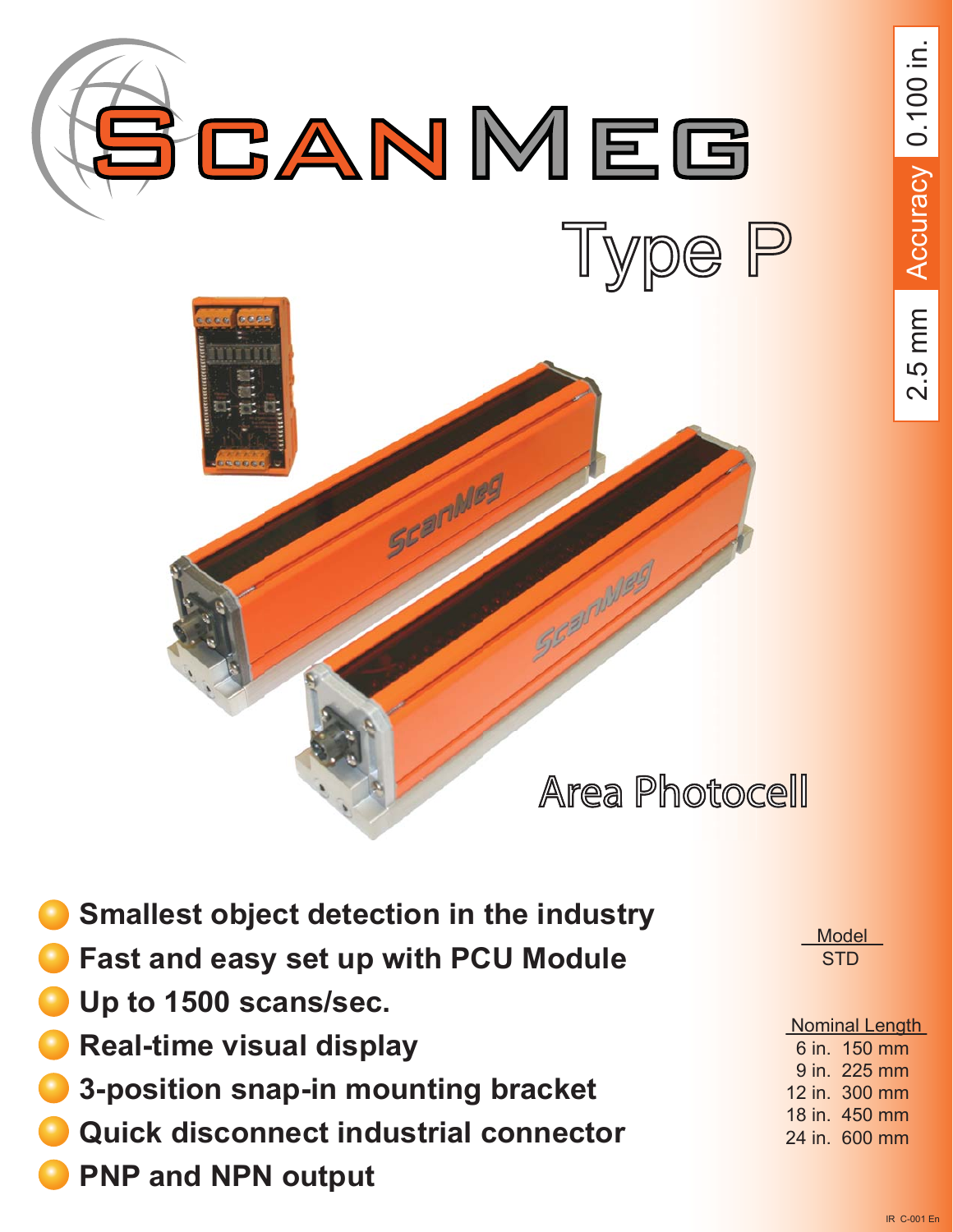# ScanMeg

## Type P

Accuracy 0.100 in. 2.5 mm

### Area Photocell

- **Smallest object detection in the industry**
- **Fast and easy set up with PCU Module**
- **Up to 1500 scans/sec.**
- **Real-time visual display**
- **3-position snap-in mounting bracket**
- **Quick disconnect industrial connector**
- **PNP and NPN output**

| Model |
| --- |
| STD |

| Nominal Length | |
| --- | --- |
| 6 in. | 150 mm |
| 9 in. | 225 mm |
| 12 in. | 300 mm |
| 18 in. | 450 mm |
| 24 in. | 600 mm |

IR C-001 En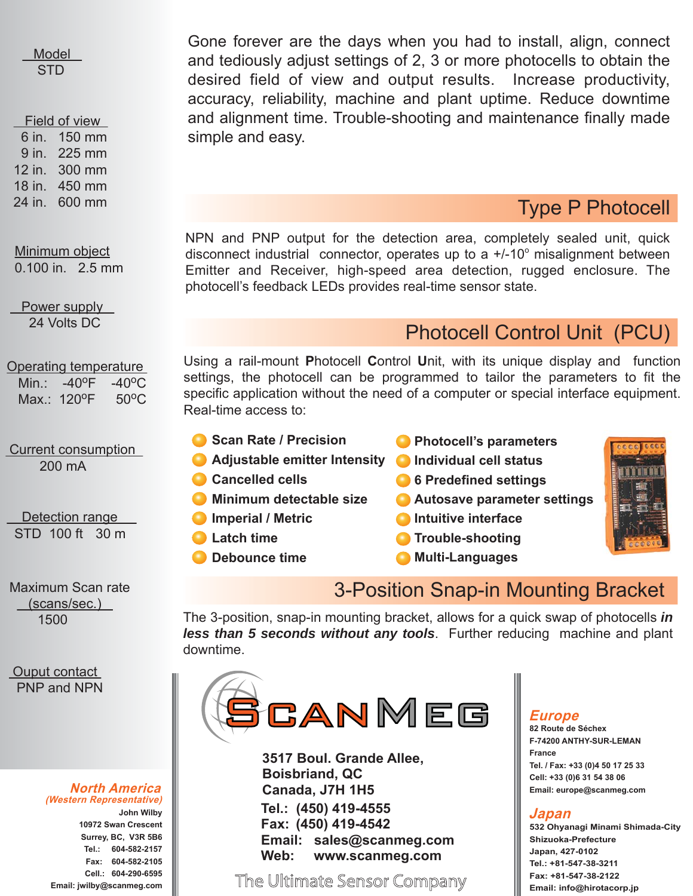Model
STD

Field of view

| | |
|---|---|
| 6 in. | 150 mm |
| 9 in. | 225 mm |
| 12 in. | 300 mm |
| 18 in. | 450 mm |
| 24 in. | 600 mm |

Minimum object
0.100 in. 2.5 mm

Power supply
24 Volts DC

Operating temperature

| | | |
|---|---|---|
| Min.: | -40ºF | -40ºC |
| Max.: | 120ºF | 50ºC |

Current consumption
200 mA

Detection range
STD 100 ft 30 m

Maximum Scan rate (scans/sec.)
1500

Ouput contact
PNP and NPN

Gone forever are the days when you had to install, align, connect and tediously adjust settings of 2, 3 or more photocells to obtain the desired field of view and output results. Increase productivity, accuracy, reliability, machine and plant uptime. Reduce downtime and alignment time. Trouble-shooting and maintenance finally made simple and easy.

## Type P Photocell

NPN and PNP output for the detection area, completely sealed unit, quick disconnect industrial connector, operates up to a +/-10° misalignment between Emitter and Receiver, high-speed area detection, rugged enclosure. The photocell's feedback LEDs provides real-time sensor state.

## Photocell Control Unit (PCU)

Using a rail-mount **P**hotocell **C**ontrol **U**nit, with its unique display and function settings, the photocell can be programmed to tailor the parameters to fit the specific application without the need of a computer or special interface equipment. Real-time access to:

- **Scan Rate / Precision**
- **Adjustable emitter Intensity**
- **Cancelled cells**
- **Minimum detectable size**
- **Imperial / Metric**
- **Latch time**
- **Debounce time**
- **Photocell's parameters**
- **Individual cell status**
- **6 Predefined settings**
- **Autosave parameter settings**
- **Intuitive interface**
- **Trouble-shooting**
- **Multi-Languages**

## 3-Position Snap-in Mounting Bracket

The 3-position, snap-in mounting bracket, allows for a quick swap of photocells ***in less than 5 seconds without any tools***. Further reducing machine and plant downtime.

***North America***
***(Western Representative)***
**John Wilby**
**10972 Swan Crescent**
**Surrey, BC, V3R 5B6**
**Tel.: 604-582-2157**
**Fax: 604-582-2105**
**Cell.: 604-290-6595**
**Email: jwilby@scanmeg.com**

SCANMEG

**3517 Boul. Grande Allee,**
**Boisbriand, QC**
**Canada, J7H 1H5**
**Tel.: (450) 419-4555**
**Fax: (450) 419-4542**
**Email: sales@scanmeg.com**
**Web: www.scanmeg.com**

The Ultimate Sensor Company

***Europe***
**82 Route de Séchex**
**F-74200 ANTHY-SUR-LEMAN**
**France**
**Tel. / Fax: +33 (0)4 50 17 25 33**
**Cell: +33 (0)6 31 54 38 06**
**Email: europe@scanmeg.com**

***Japan***
**532 Ohyanagi Minami Shimada-City**
**Shizuoka-Prefecture**
**Japan, 427-0102**
**Tel.: +81-547-38-3211**
**Fax: +81-547-38-2122**
**Email: info@hirotacorp.jp**